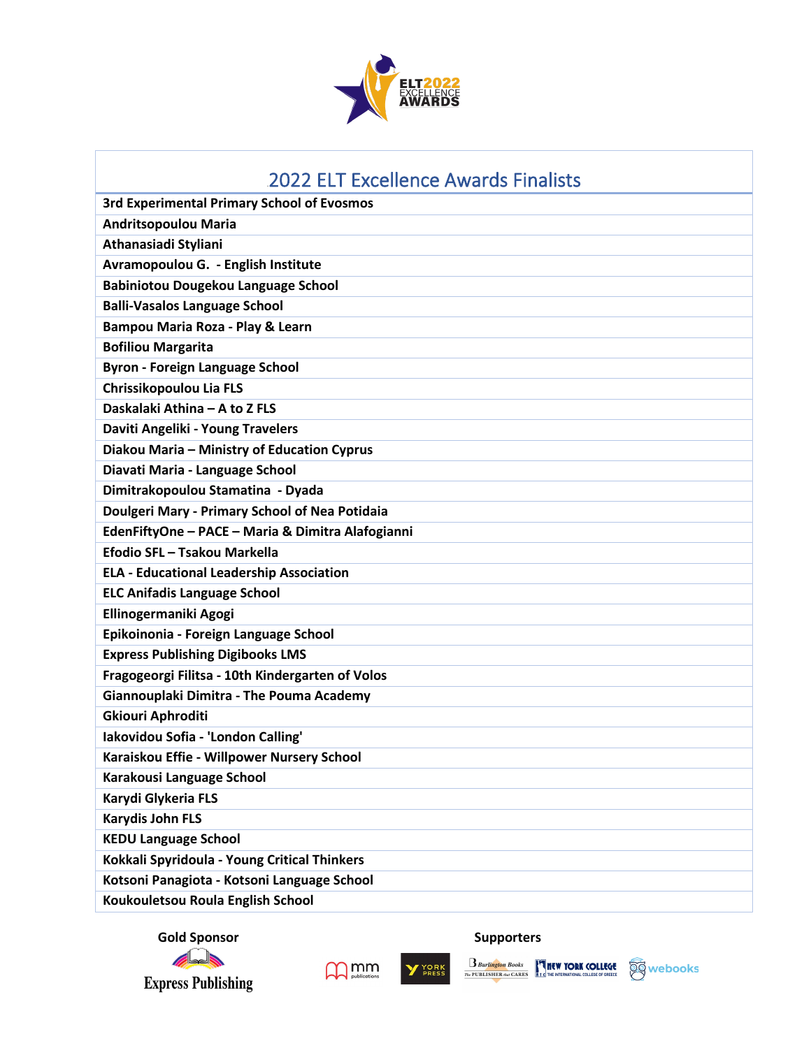ELT 2022 EXCELLENCE AWARDS

| 2022 ELT Excellence Awards Finalists |
|---|
| 3rd Experimental Primary School of Evosmos |
| Andritsopoulou Maria |
| Athanasiadi Styliani |
| Avramopoulou G. - English Institute |
| Babiniotou Dougekou Language School |
| Balli-Vasalos Language School |
| Bampou Maria Roza - Play & Learn |
| Bofiliou Margarita |
| Byron - Foreign Language School |
| Chrissikopoulou Lia FLS |
| Daskalaki Athina – A to Z FLS |
| Daviti Angeliki - Young Travelers |
| Diakou Maria – Ministry of Education Cyprus |
| Diavati Maria - Language School |
| Dimitrakopoulou Stamatina - Dyada |
| Doulgeri Mary - Primary School of Nea Potidaia |
| EdenFiftyOne – PACE – Maria & Dimitra Alafogianni |
| Efodio SFL – Tsakou Markella |
| ELA - Educational Leadership Association |
| ELC Anifadis Language School |
| Ellinogermaniki Agogi |
| Epikoinonia - Foreign Language School |
| Express Publishing Digibooks LMS |
| Fragogeorgi Filitsa - 10th Kindergarten of Volos |
| Giannouplaki Dimitra - The Pouma Academy |
| Gkiouri Aphroditi |
| Iakovidou Sofia - 'London Calling' |
| Karaiskou Effie - Willpower Nursery School |
| Karakousi Language School |
| Karydi Glykeria FLS |
| Karydis John FLS |
| KEDU Language School |
| Kokkali Spyridoula - Young Critical Thinkers |
| Kotsoni Panagiota - Kotsoni Language School |
| Koukouletsou Roula English School |

**Gold Sponsor**

Express Publishing

**Supporters**

mm publications · York Press · Burlington Books · New York College · webooks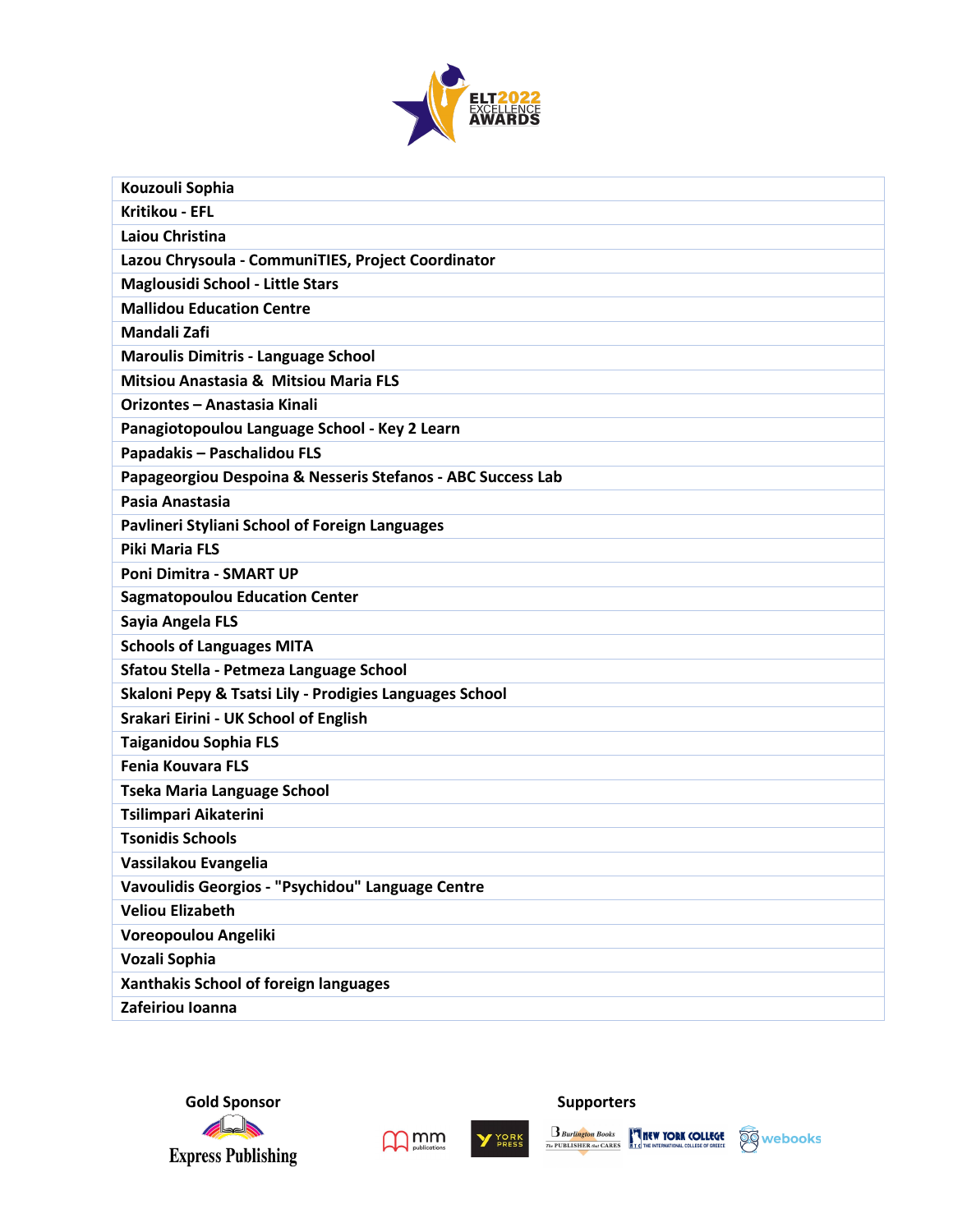| |
|---|
| Kouzouli Sophia |
| Kritikou - EFL |
| Laiou Christina |
| Lazou Chrysoula - CommuniTIES, Project Coordinator |
| Maglousidi School - Little Stars |
| Mallidou Education Centre |
| Mandali Zafi |
| Maroulis Dimitris - Language School |
| Mitsiou Anastasia & Mitsiou Maria FLS |
| Orizontes – Anastasia Kinali |
| Panagiotopoulou Language School - Key 2 Learn |
| Papadakis – Paschalidou FLS |
| Papageorgiou Despoina & Nesseris Stefanos - ABC Success Lab |
| Pasia Anastasia |
| Pavlineri Styliani School of Foreign Languages |
| Piki Maria FLS |
| Poni Dimitra - SMART UP |
| Sagmatopoulou Education Center |
| Sayia Angela FLS |
| Schools of Languages MITA |
| Sfatou Stella - Petmeza Language School |
| Skaloni Pepy & Tsatsi Lily - Prodigies Languages School |
| Srakari Eirini - UK School of English |
| Taiganidou Sophia FLS |
| Fenia Kouvara FLS |
| Tseka Maria Language School |
| Tsilimpari Aikaterini |
| Tsonidis Schools |
| Vassilakou Evangelia |
| Vavoulidis Georgios - "Psychidou" Language Centre |
| Veliou Elizabeth |
| Voreopoulou Angeliki |
| Vozali Sophia |
| Xanthakis School of foreign languages |
| Zafeiriou Ioanna |

**Gold Sponsor**

Express Publishing

**Supporters**

mm publications · York Press · Burlington Books · New York College · webooks